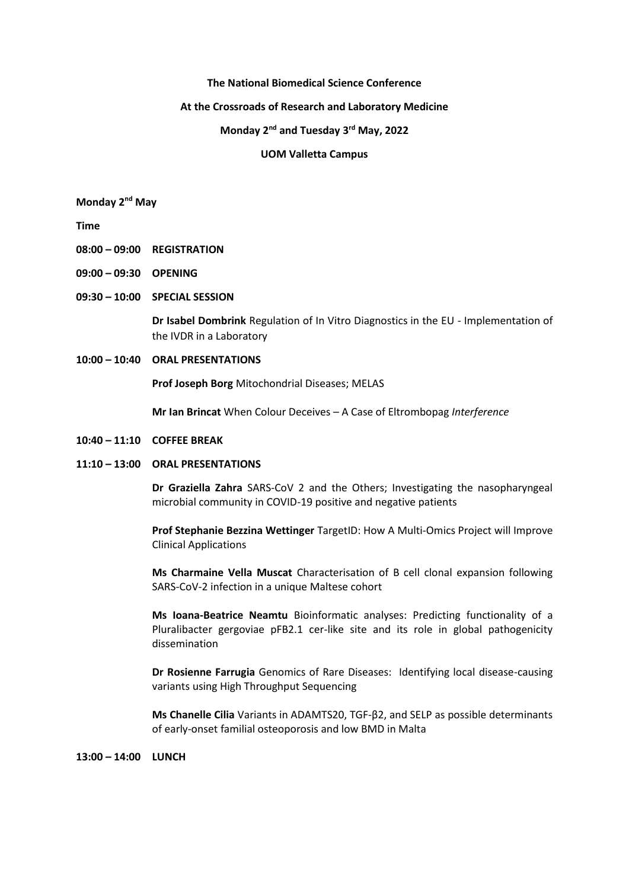**The National Biomedical Science Conference**

**At the Crossroads of Research and Laboratory Medicine**

**Monday 2nd and Tuesday 3rd May, 2022**

**UOM Valletta Campus**

**Monday 2nd May**

**Time**

**08:00 – 09:00 REGISTRATION**

**09:00 – 09:30 OPENING**

**09:30 – 10:00 SPECIAL SESSION**

**Dr Isabel Dombrink** Regulation of In Vitro Diagnostics in the EU - Implementation of the IVDR in a Laboratory

**10:00 – 10:40 ORAL PRESENTATIONS**

**Prof Joseph Borg** Mitochondrial Diseases; MELAS

**Mr Ian Brincat** When Colour Deceives – A Case of Eltrombopag *Interference*

**10:40 – 11:10 COFFEE BREAK**

**11:10 – 13:00 ORAL PRESENTATIONS**

**Dr Graziella Zahra** SARS-CoV 2 and the Others; Investigating the nasopharyngeal microbial community in COVID-19 positive and negative patients

**Prof Stephanie Bezzina Wettinger** TargetID: How A Multi-Omics Project will Improve Clinical Applications

**Ms Charmaine Vella Muscat** Characterisation of B cell clonal expansion following SARS-CoV-2 infection in a unique Maltese cohort

**Ms Ioana-Beatrice Neamtu** Bioinformatic analyses: Predicting functionality of a Pluralibacter gergoviae pFB2.1 cer-like site and its role in global pathogenicity dissemination

**Dr Rosienne Farrugia** Genomics of Rare Diseases: Identifying local disease-causing variants using High Throughput Sequencing

**Ms Chanelle Cilia** Variants in ADAMTS20, TGF-β2, and SELP as possible determinants of early-onset familial osteoporosis and low BMD in Malta

**13:00 – 14:00 LUNCH**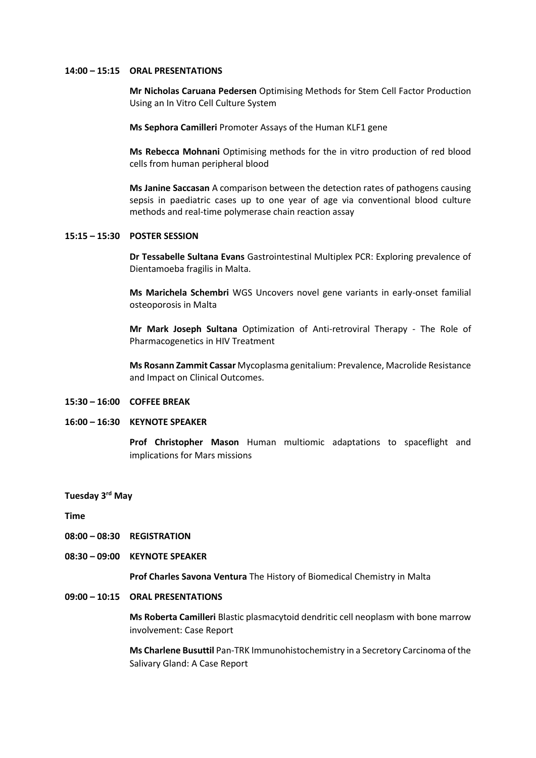**14:00 – 15:15 ORAL PRESENTATIONS**

**Mr Nicholas Caruana Pedersen** Optimising Methods for Stem Cell Factor Production Using an In Vitro Cell Culture System

**Ms Sephora Camilleri** Promoter Assays of the Human KLF1 gene

**Ms Rebecca Mohnani** Optimising methods for the in vitro production of red blood cells from human peripheral blood

**Ms Janine Saccasan** A comparison between the detection rates of pathogens causing sepsis in paediatric cases up to one year of age via conventional blood culture methods and real-time polymerase chain reaction assay

**15:15 – 15:30 POSTER SESSION**

**Dr Tessabelle Sultana Evans** Gastrointestinal Multiplex PCR: Exploring prevalence of Dientamoeba fragilis in Malta.

**Ms Marichela Schembri** WGS Uncovers novel gene variants in early-onset familial osteoporosis in Malta

**Mr Mark Joseph Sultana** Optimization of Anti-retroviral Therapy - The Role of Pharmacogenetics in HIV Treatment

**Ms Rosann Zammit Cassar** Mycoplasma genitalium: Prevalence, Macrolide Resistance and Impact on Clinical Outcomes.

**15:30 – 16:00 COFFEE BREAK**

**16:00 – 16:30 KEYNOTE SPEAKER**

**Prof Christopher Mason** Human multiomic adaptations to spaceflight and implications for Mars missions

**Tuesday 3rd May**

**Time**

**08:00 – 08:30 REGISTRATION**

**08:30 – 09:00 KEYNOTE SPEAKER**

**Prof Charles Savona Ventura** The History of Biomedical Chemistry in Malta

**09:00 – 10:15 ORAL PRESENTATIONS**

**Ms Roberta Camilleri** Blastic plasmacytoid dendritic cell neoplasm with bone marrow involvement: Case Report

**Ms Charlene Busuttil** Pan-TRK Immunohistochemistry in a Secretory Carcinoma of the Salivary Gland: A Case Report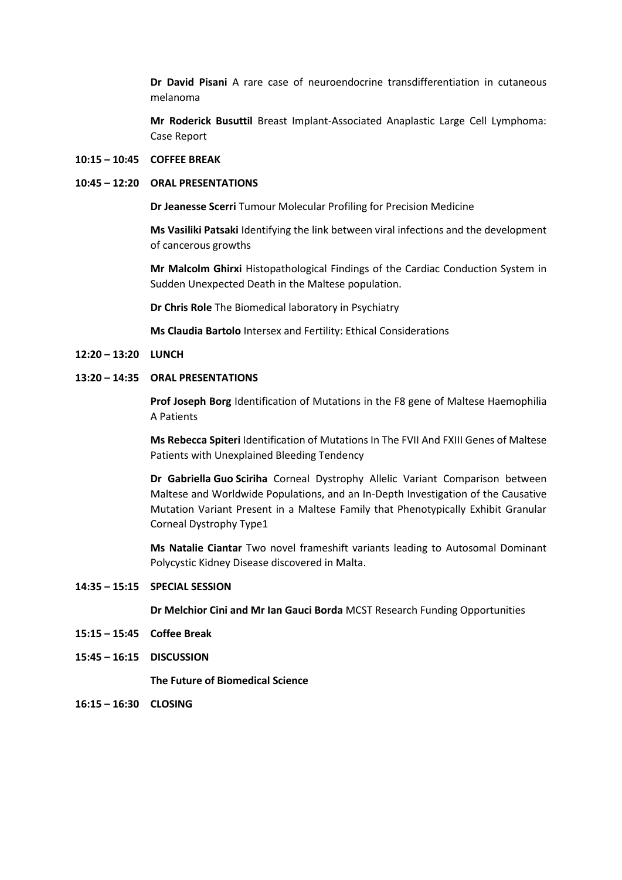**Dr David Pisani** A rare case of neuroendocrine transdifferentiation in cutaneous melanoma

**Mr Roderick Busuttil** Breast Implant-Associated Anaplastic Large Cell Lymphoma: Case Report

**10:15 – 10:45 COFFEE BREAK**

**10:45 – 12:20 ORAL PRESENTATIONS**

**Dr Jeanesse Scerri** Tumour Molecular Profiling for Precision Medicine

**Ms Vasiliki Patsaki** Identifying the link between viral infections and the development of cancerous growths

**Mr Malcolm Ghirxi** Histopathological Findings of the Cardiac Conduction System in Sudden Unexpected Death in the Maltese population.

**Dr Chris Role** The Biomedical laboratory in Psychiatry

**Ms Claudia Bartolo** Intersex and Fertility: Ethical Considerations

**12:20 – 13:20 LUNCH**

**13:20 – 14:35 ORAL PRESENTATIONS**

**Prof Joseph Borg** Identification of Mutations in the F8 gene of Maltese Haemophilia A Patients

**Ms Rebecca Spiteri** Identification of Mutations In The FVII And FXIII Genes of Maltese Patients with Unexplained Bleeding Tendency

**Dr Gabriella Guo Sciriha** Corneal Dystrophy Allelic Variant Comparison between Maltese and Worldwide Populations, and an In-Depth Investigation of the Causative Mutation Variant Present in a Maltese Family that Phenotypically Exhibit Granular Corneal Dystrophy Type1

**Ms Natalie Ciantar** Two novel frameshift variants leading to Autosomal Dominant Polycystic Kidney Disease discovered in Malta.

**14:35 – 15:15 SPECIAL SESSION**

**Dr Melchior Cini and Mr Ian Gauci Borda** MCST Research Funding Opportunities

**15:15 – 15:45 Coffee Break**

**15:45 – 16:15 DISCUSSION**

**The Future of Biomedical Science**

**16:15 – 16:30 CLOSING**